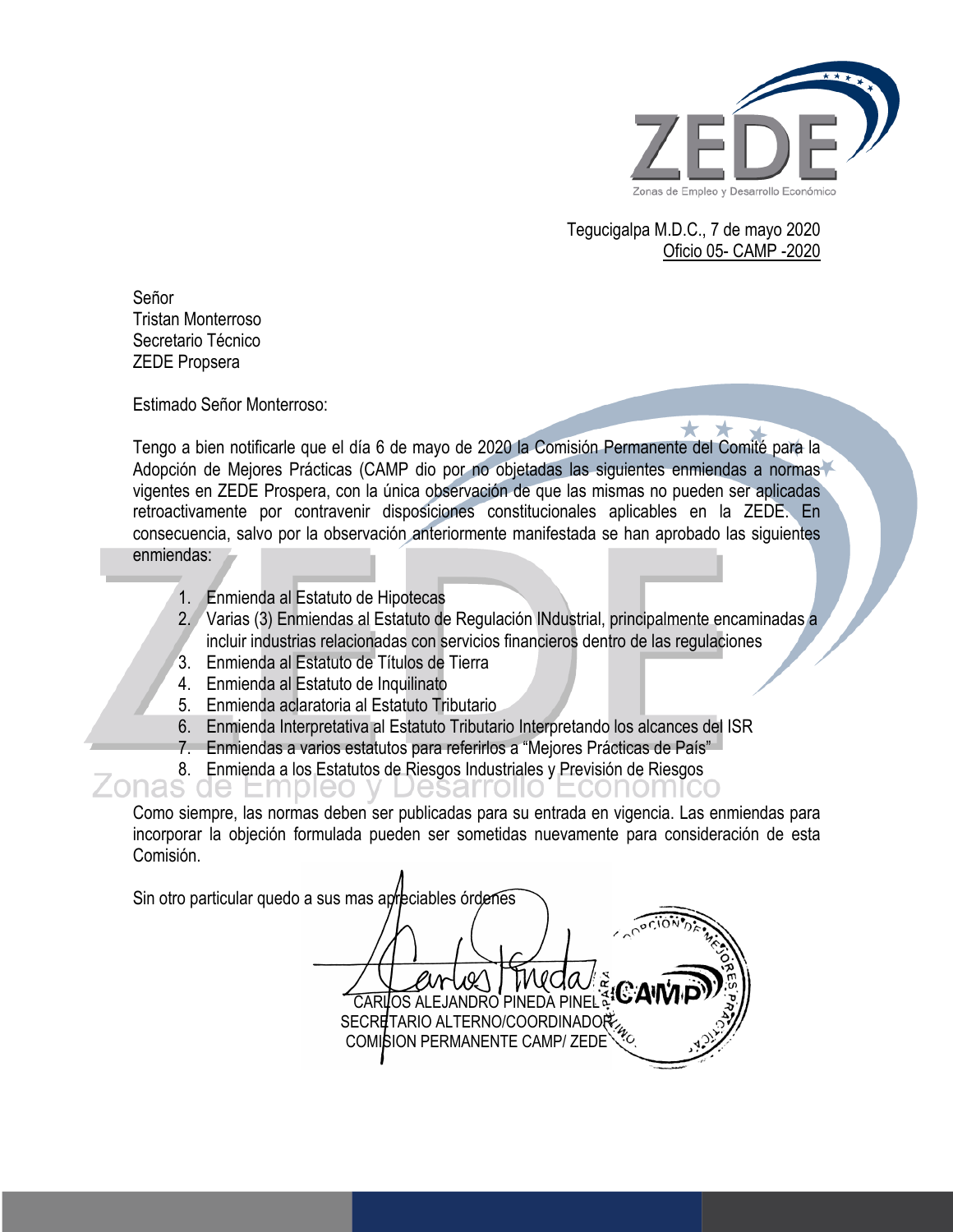ZEDE

Zonas de Empleo y Desarrollo Económico

Tegucigalpa M.D.C., 7 de mayo 2020
Oficio 05- CAMP -2020

Señor
Tristan Monterroso
Secretario Técnico
ZEDE Propsera

Estimado Señor Monterroso:

Tengo a bien notificarle que el día 6 de mayo de 2020 la Comisión Permanente del Comité para la Adopción de Mejores Prácticas (CAMP dio por no objetadas las siguientes enmiendas a normas vigentes en ZEDE Prospera, con la única observación de que las mismas no pueden ser aplicadas retroactivamente por contravenir disposiciones constitucionales aplicables en la ZEDE. En consecuencia, salvo por la observación anteriormente manifestada se han aprobado las siguientes enmiendas:

1. Enmienda al Estatuto de Hipotecas
2. Varias (3) Enmiendas al Estatuto de Regulación INdustrial, principalmente encaminadas a incluir industrias relacionadas con servicios financieros dentro de las regulaciones
3. Enmienda al Estatuto de Títulos de Tierra
4. Enmienda al Estatuto de Inquilinato
5. Enmienda aclaratoria al Estatuto Tributario
6. Enmienda Interpretativa al Estatuto Tributario Interpretando los alcances del ISR
7. Enmiendas a varios estatutos para referirlos a "Mejores Prácticas de País"
8. Enmienda a los Estatutos de Riesgos Industriales y Previsión de Riesgos

Como siempre, las normas deben ser publicadas para su entrada en vigencia. Las enmiendas para incorporar la objeción formulada pueden ser sometidas nuevamente para consideración de esta Comisión.

Sin otro particular quedo a sus mas apreciables órdenes

CARLOS ALEJANDRO PINEDA PINEL
SECRETARIO ALTERNO/COORDINADOR
COMISION PERMANENTE CAMP/ ZEDE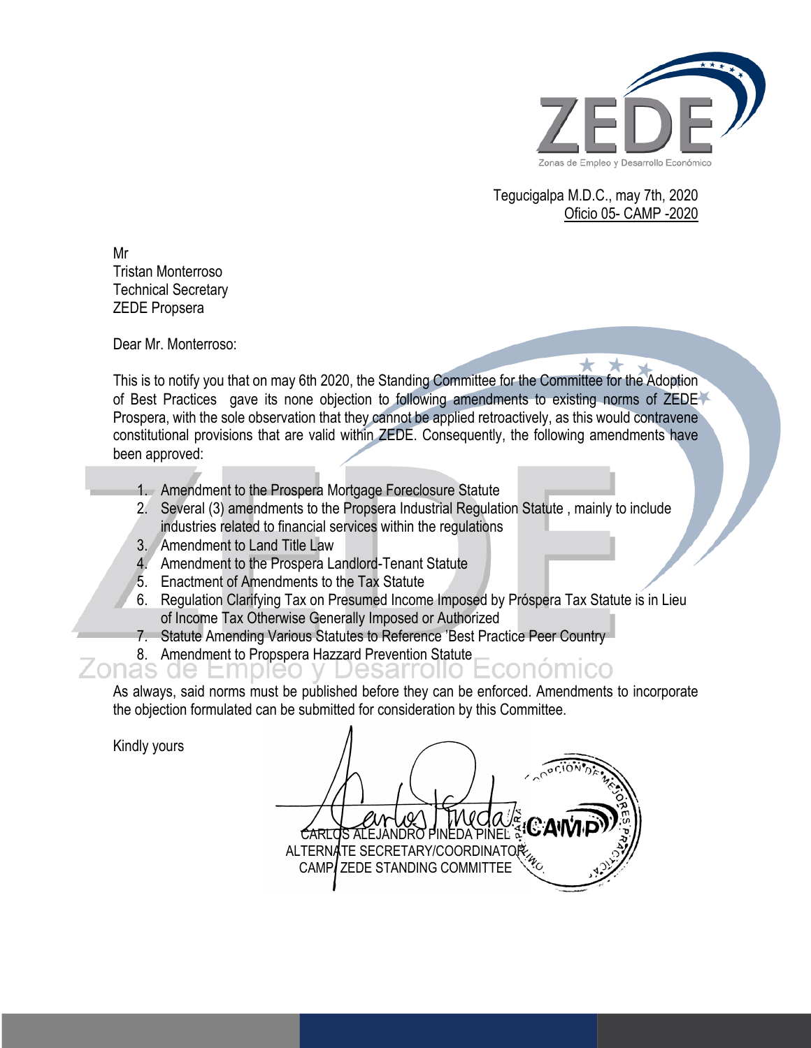Tegucigalpa M.D.C., may 7th, 2020
Oficio 05- CAMP -2020

Mr
Tristan Monterroso
Technical Secretary
ZEDE Propsera

Dear Mr. Monterroso:

This is to notify you that on may 6th 2020, the Standing Committee for the Committee for the Adoption of Best Practices gave its none objection to following amendments to existing norms of ZEDE Prospera, with the sole observation that they cannot be applied retroactively, as this would contravene constitutional provisions that are valid within ZEDE. Consequently, the following amendments have been approved:

1. Amendment to the Prospera Mortgage Foreclosure Statute
2. Several (3) amendments to the Propsera Industrial Regulation Statute , mainly to include industries related to financial services within the regulations
3. Amendment to Land Title Law
4. Amendment to the Prospera Landlord-Tenant Statute
5. Enactment of Amendments to the Tax Statute
6. Regulation Clarifying Tax on Presumed Income Imposed by Próspera Tax Statute is in Lieu of Income Tax Otherwise Generally Imposed or Authorized
7. Statute Amending Various Statutes to Reference 'Best Practice Peer Country
8. Amendment to Propspera Hazzard Prevention Statute

As always, said norms must be published before they can be enforced. Amendments to incorporate the objection formulated can be submitted for consideration by this Committee.

Kindly yours

CARLOS ALEJANDRO PINEDA PINEL
ALTERNATE SECRETARY/COORDINATOR
CAMP/ ZEDE STANDING COMMITTEE